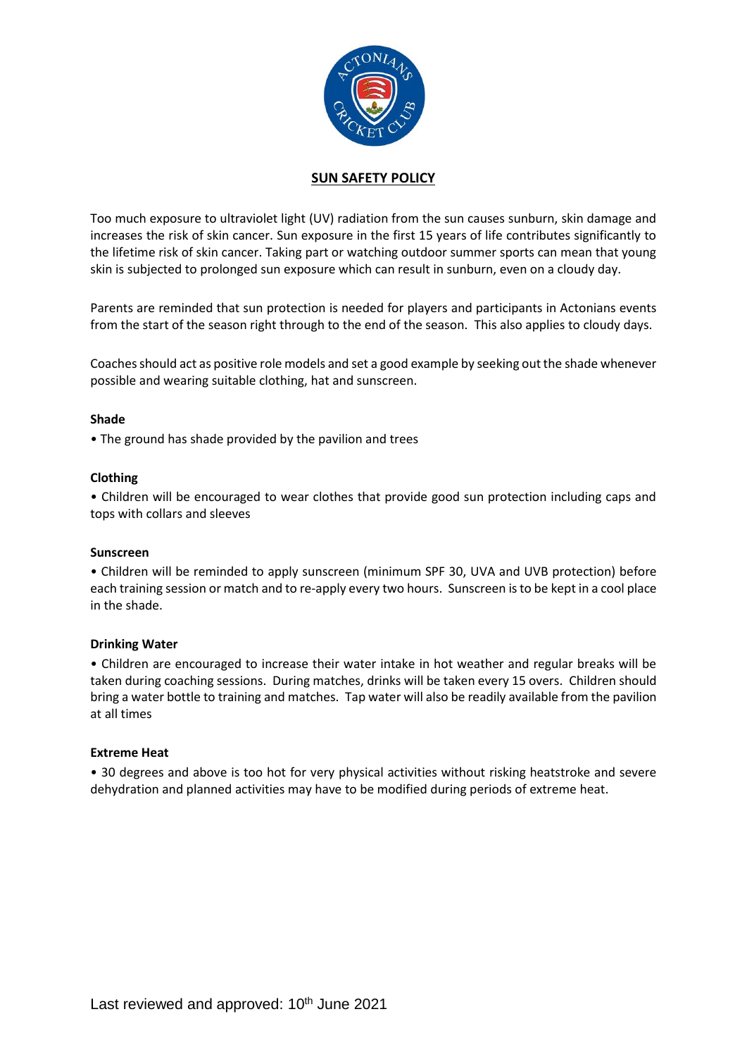# SUN SAFETY POLICY

Too much exposure to ultraviolet light (UV) radiation from the sun causes sunburn, skin damage and increases the risk of skin cancer. Sun exposure in the first 15 years of life contributes significantly to the lifetime risk of skin cancer. Taking part or watching outdoor summer sports can mean that young skin is subjected to prolonged sun exposure which can result in sunburn, even on a cloudy day.

Parents are reminded that sun protection is needed for players and participants in Actonians events from the start of the season right through to the end of the season. This also applies to cloudy days.

Coaches should act as positive role models and set a good example by seeking out the shade whenever possible and wearing suitable clothing, hat and sunscreen.

**Shade**

- The ground has shade provided by the pavilion and trees

**Clothing**

- Children will be encouraged to wear clothes that provide good sun protection including caps and tops with collars and sleeves

**Sunscreen**

- Children will be reminded to apply sunscreen (minimum SPF 30, UVA and UVB protection) before each training session or match and to re-apply every two hours. Sunscreen is to be kept in a cool place in the shade.

**Drinking Water**

- Children are encouraged to increase their water intake in hot weather and regular breaks will be taken during coaching sessions. During matches, drinks will be taken every 15 overs. Children should bring a water bottle to training and matches. Tap water will also be readily available from the pavilion at all times

**Extreme Heat**

- 30 degrees and above is too hot for very physical activities without risking heatstroke and severe dehydration and planned activities may have to be modified during periods of extreme heat.

Last reviewed and approved: 10th June 2021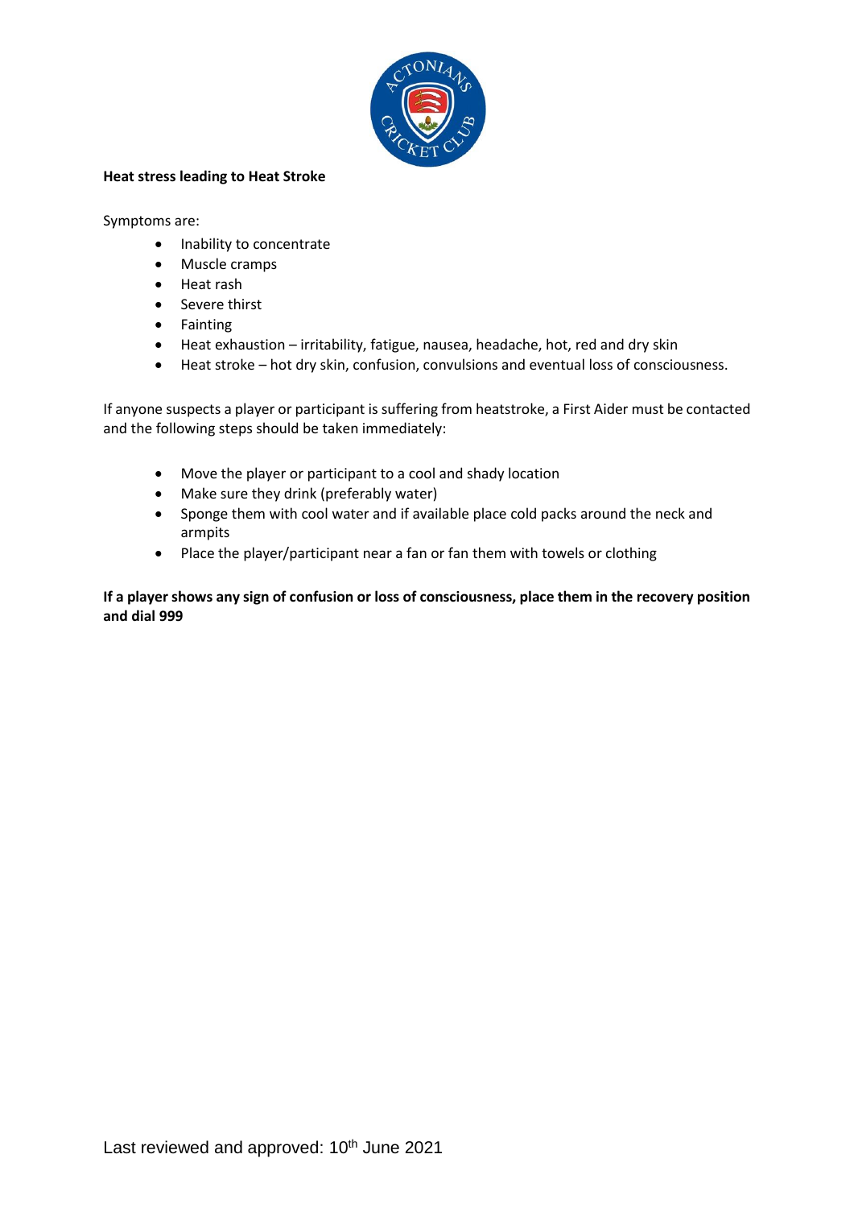**Heat stress leading to Heat Stroke**

Symptoms are:

- Inability to concentrate
- Muscle cramps
- Heat rash
- Severe thirst
- Fainting
- Heat exhaustion – irritability, fatigue, nausea, headache, hot, red and dry skin
- Heat stroke – hot dry skin, confusion, convulsions and eventual loss of consciousness.

If anyone suspects a player or participant is suffering from heatstroke, a First Aider must be contacted and the following steps should be taken immediately:

- Move the player or participant to a cool and shady location
- Make sure they drink (preferably water)
- Sponge them with cool water and if available place cold packs around the neck and armpits
- Place the player/participant near a fan or fan them with towels or clothing

**If a player shows any sign of confusion or loss of consciousness, place them in the recovery position and dial 999**

Last reviewed and approved: 10th June 2021